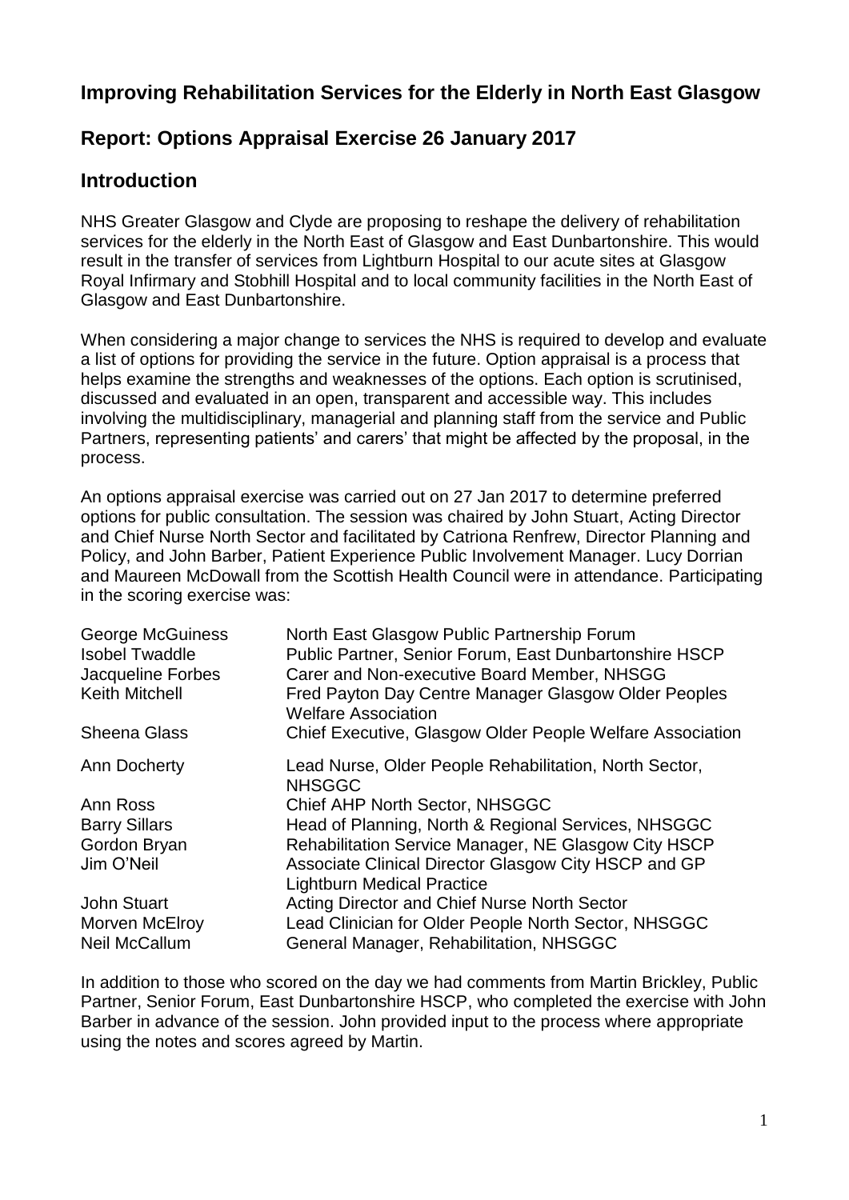## Improving Rehabilitation Services for the Elderly in North East Glasgow

## Report: Options Appraisal Exercise 26 January 2017

## Introduction

NHS Greater Glasgow and Clyde are proposing to reshape the delivery of rehabilitation services for the elderly in the North East of Glasgow and East Dunbartonshire. This would result in the transfer of services from Lightburn Hospital to our acute sites at Glasgow Royal Infirmary and Stobhill Hospital and to local community facilities in the North East of Glasgow and East Dunbartonshire.

When considering a major change to services the NHS is required to develop and evaluate a list of options for providing the service in the future. Option appraisal is a process that helps examine the strengths and weaknesses of the options. Each option is scrutinised, discussed and evaluated in an open, transparent and accessible way. This includes involving the multidisciplinary, managerial and planning staff from the service and Public Partners, representing patients' and carers' that might be affected by the proposal, in the process.

An options appraisal exercise was carried out on 27 Jan 2017 to determine preferred options for public consultation. The session was chaired by John Stuart, Acting Director and Chief Nurse North Sector and facilitated by Catriona Renfrew, Director Planning and Policy, and John Barber, Patient Experience Public Involvement Manager. Lucy Dorrian and Maureen McDowall from the Scottish Health Council were in attendance. Participating in the scoring exercise was:

| | |
|---|---|
| George McGuiness | North East Glasgow Public Partnership Forum |
| Isobel Twaddle | Public Partner, Senior Forum, East Dunbartonshire HSCP |
| Jacqueline Forbes | Carer and Non-executive Board Member, NHSGG |
| Keith Mitchell | Fred Payton Day Centre Manager Glasgow Older Peoples Welfare Association |
| Sheena Glass | Chief Executive, Glasgow Older People Welfare Association |
| Ann Docherty | Lead Nurse, Older People Rehabilitation, North Sector, NHSGGC |
| Ann Ross | Chief AHP North Sector, NHSGGC |
| Barry Sillars | Head of Planning, North & Regional Services, NHSGGC |
| Gordon Bryan | Rehabilitation Service Manager, NE Glasgow City HSCP |
| Jim O'Neil | Associate Clinical Director Glasgow City HSCP and GP Lightburn Medical Practice |
| John Stuart | Acting Director and Chief Nurse North Sector |
| Morven McElroy | Lead Clinician for Older People North Sector, NHSGGC |
| Neil McCallum | General Manager, Rehabilitation, NHSGGC |

In addition to those who scored on the day we had comments from Martin Brickley, Public Partner, Senior Forum, East Dunbartonshire HSCP, who completed the exercise with John Barber in advance of the session. John provided input to the process where appropriate using the notes and scores agreed by Martin.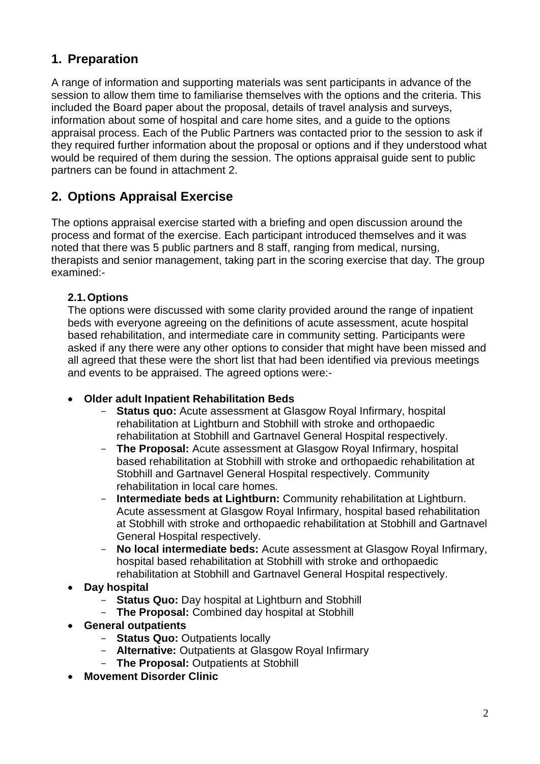## 1. Preparation

A range of information and supporting materials was sent participants in advance of the session to allow them time to familiarise themselves with the options and the criteria. This included the Board paper about the proposal, details of travel analysis and surveys, information about some of hospital and care home sites, and a guide to the options appraisal process. Each of the Public Partners was contacted prior to the session to ask if they required further information about the proposal or options and if they understood what would be required of them during the session. The options appraisal guide sent to public partners can be found in attachment 2.

## 2. Options Appraisal Exercise

The options appraisal exercise started with a briefing and open discussion around the process and format of the exercise. Each participant introduced themselves and it was noted that there was 5 public partners and 8 staff, ranging from medical, nursing, therapists and senior management, taking part in the scoring exercise that day. The group examined:-

### 2.1. Options

The options were discussed with some clarity provided around the range of inpatient beds with everyone agreeing on the definitions of acute assessment, acute hospital based rehabilitation, and intermediate care in community setting. Participants were asked if any there were any other options to consider that might have been missed and all agreed that these were the short list that had been identified via previous meetings and events to be appraised. The agreed options were:-

- **Older adult Inpatient Rehabilitation Beds**
  - **Status quo:** Acute assessment at Glasgow Royal Infirmary, hospital rehabilitation at Lightburn and Stobhill with stroke and orthopaedic rehabilitation at Stobhill and Gartnavel General Hospital respectively.
  - **The Proposal:** Acute assessment at Glasgow Royal Infirmary, hospital based rehabilitation at Stobhill with stroke and orthopaedic rehabilitation at Stobhill and Gartnavel General Hospital respectively. Community rehabilitation in local care homes.
  - **Intermediate beds at Lightburn:** Community rehabilitation at Lightburn. Acute assessment at Glasgow Royal Infirmary, hospital based rehabilitation at Stobhill with stroke and orthopaedic rehabilitation at Stobhill and Gartnavel General Hospital respectively.
  - **No local intermediate beds:** Acute assessment at Glasgow Royal Infirmary, hospital based rehabilitation at Stobhill with stroke and orthopaedic rehabilitation at Stobhill and Gartnavel General Hospital respectively.
- **Day hospital**
  - **Status Quo:** Day hospital at Lightburn and Stobhill
  - **The Proposal:** Combined day hospital at Stobhill
- **General outpatients**
  - **Status Quo:** Outpatients locally
  - **Alternative:** Outpatients at Glasgow Royal Infirmary
  - **The Proposal:** Outpatients at Stobhill
- **Movement Disorder Clinic**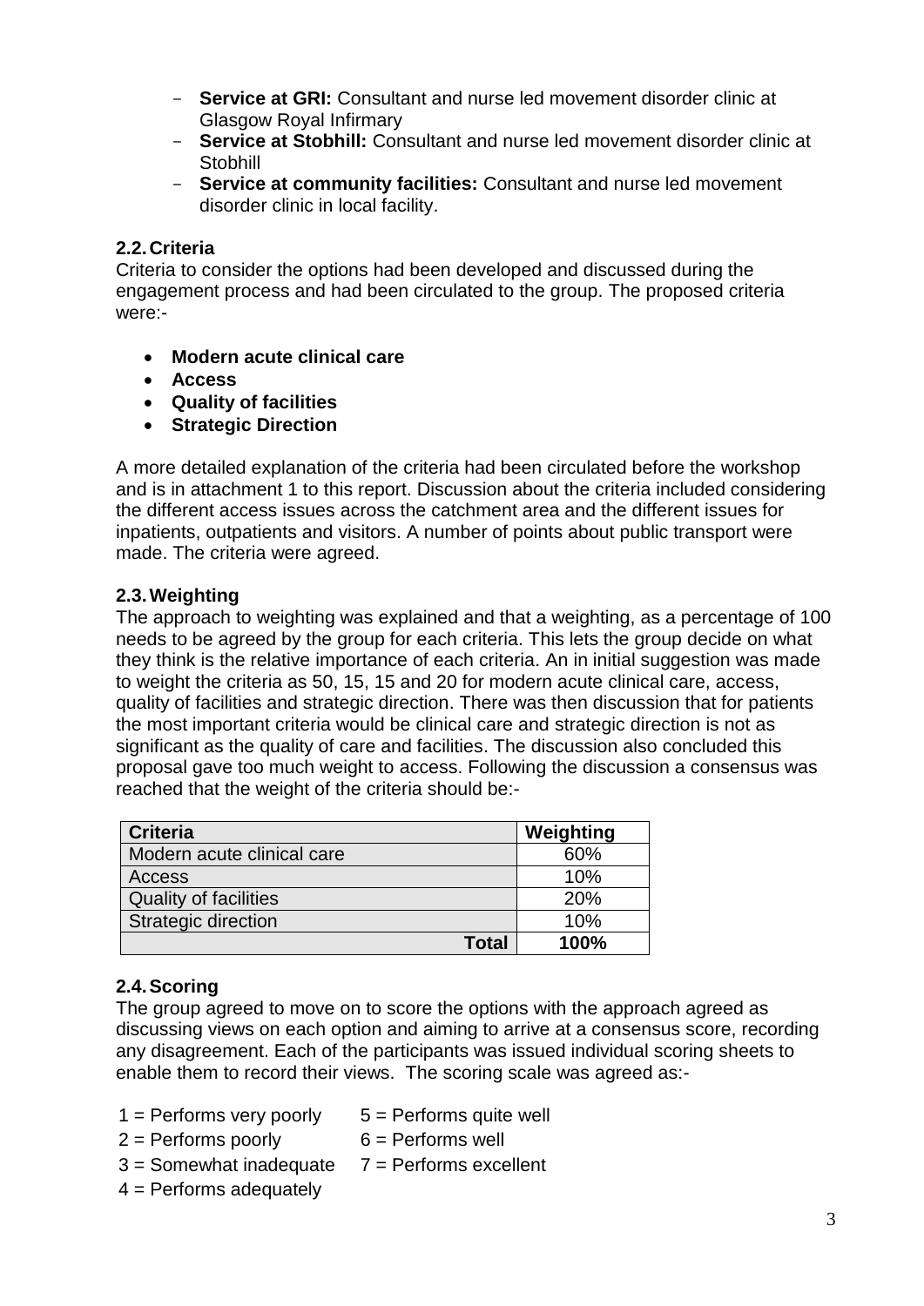- **Service at GRI:** Consultant and nurse led movement disorder clinic at Glasgow Royal Infirmary
- **Service at Stobhill:** Consultant and nurse led movement disorder clinic at Stobhill
- **Service at community facilities:** Consultant and nurse led movement disorder clinic in local facility.

### 2.2. Criteria

Criteria to consider the options had been developed and discussed during the engagement process and had been circulated to the group. The proposed criteria were:-

- **Modern acute clinical care**
- **Access**
- **Quality of facilities**
- **Strategic Direction**

A more detailed explanation of the criteria had been circulated before the workshop and is in attachment 1 to this report. Discussion about the criteria included considering the different access issues across the catchment area and the different issues for inpatients, outpatients and visitors. A number of points about public transport were made. The criteria were agreed.

### 2.3. Weighting

The approach to weighting was explained and that a weighting, as a percentage of 100 needs to be agreed by the group for each criteria. This lets the group decide on what they think is the relative importance of each criteria. An in initial suggestion was made to weight the criteria as 50, 15, 15 and 20 for modern acute clinical care, access, quality of facilities and strategic direction. There was then discussion that for patients the most important criteria would be clinical care and strategic direction is not as significant as the quality of care and facilities. The discussion also concluded this proposal gave too much weight to access. Following the discussion a consensus was reached that the weight of the criteria should be:-

| Criteria | Weighting |
|---|---|
| Modern acute clinical care | 60% |
| Access | 10% |
| Quality of facilities | 20% |
| Strategic direction | 10% |
| **Total** | **100%** |

### 2.4. Scoring

The group agreed to move on to score the options with the approach agreed as discussing views on each option and aiming to arrive at a consensus score, recording any disagreement. Each of the participants was issued individual scoring sheets to enable them to record their views. The scoring scale was agreed as:-

1 = Performs very poorly
2 = Performs poorly
3 = Somewhat inadequate
4 = Performs adequately
5 = Performs quite well
6 = Performs well
7 = Performs excellent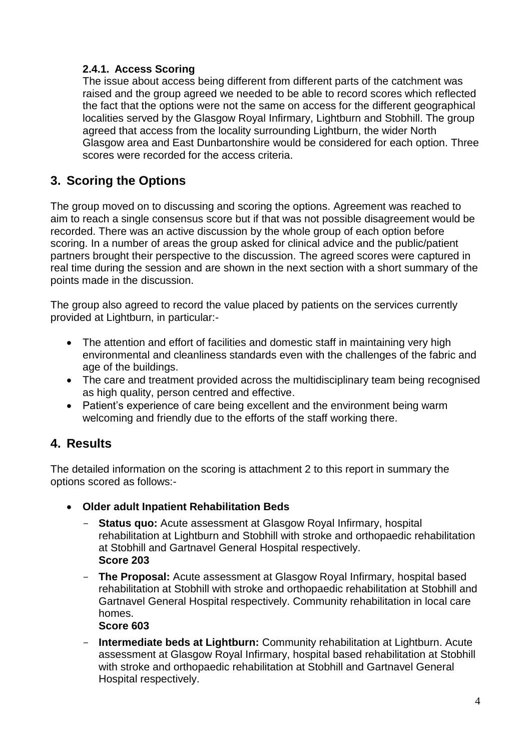#### 2.4.1. Access Scoring

The issue about access being different from different parts of the catchment was raised and the group agreed we needed to be able to record scores which reflected the fact that the options were not the same on access for the different geographical localities served by the Glasgow Royal Infirmary, Lightburn and Stobhill. The group agreed that access from the locality surrounding Lightburn, the wider North Glasgow area and East Dunbartonshire would be considered for each option. Three scores were recorded for the access criteria.

## 3. Scoring the Options

The group moved on to discussing and scoring the options. Agreement was reached to aim to reach a single consensus score but if that was not possible disagreement would be recorded. There was an active discussion by the whole group of each option before scoring. In a number of areas the group asked for clinical advice and the public/patient partners brought their perspective to the discussion. The agreed scores were captured in real time during the session and are shown in the next section with a short summary of the points made in the discussion.

The group also agreed to record the value placed by patients on the services currently provided at Lightburn, in particular:-

- The attention and effort of facilities and domestic staff in maintaining very high environmental and cleanliness standards even with the challenges of the fabric and age of the buildings.
- The care and treatment provided across the multidisciplinary team being recognised as high quality, person centred and effective.
- Patient's experience of care being excellent and the environment being warm welcoming and friendly due to the efforts of the staff working there.

## 4. Results

The detailed information on the scoring is attachment 2 to this report in summary the options scored as follows:-

- **Older adult Inpatient Rehabilitation Beds**
  - **Status quo:** Acute assessment at Glasgow Royal Infirmary, hospital rehabilitation at Lightburn and Stobhill with stroke and orthopaedic rehabilitation at Stobhill and Gartnavel General Hospital respectively.
    **Score 203**
  - **The Proposal:** Acute assessment at Glasgow Royal Infirmary, hospital based rehabilitation at Stobhill with stroke and orthopaedic rehabilitation at Stobhill and Gartnavel General Hospital respectively. Community rehabilitation in local care homes.
    **Score 603**
  - **Intermediate beds at Lightburn:** Community rehabilitation at Lightburn. Acute assessment at Glasgow Royal Infirmary, hospital based rehabilitation at Stobhill with stroke and orthopaedic rehabilitation at Stobhill and Gartnavel General Hospital respectively.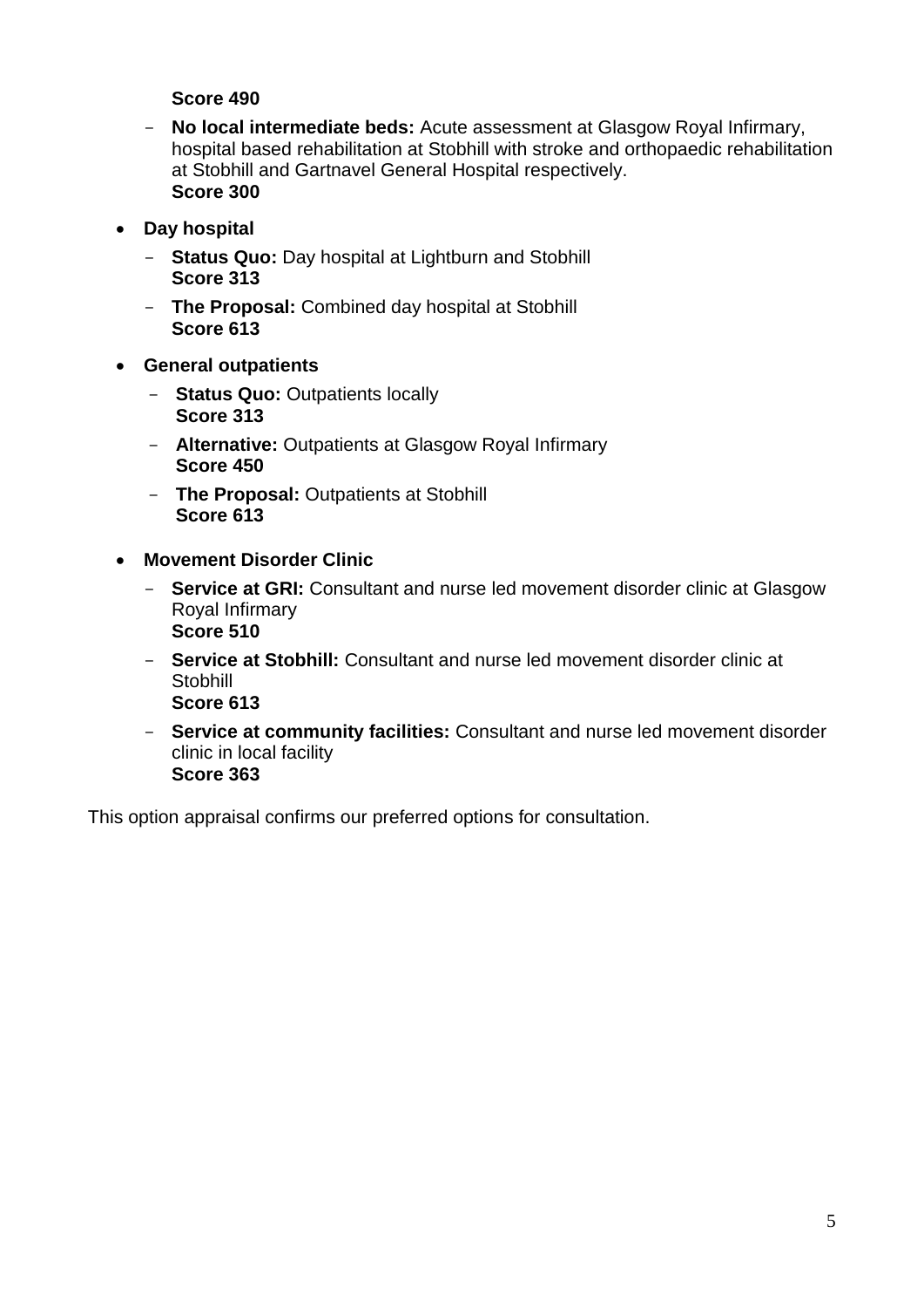**Score 490**

- **No local intermediate beds:** Acute assessment at Glasgow Royal Infirmary, hospital based rehabilitation at Stobhill with stroke and orthopaedic rehabilitation at Stobhill and Gartnavel General Hospital respectively.
  **Score 300**

- **Day hospital**
  - **Status Quo:** Day hospital at Lightburn and Stobhill
    **Score 313**
  - **The Proposal:** Combined day hospital at Stobhill
    **Score 613**

- **General outpatients**
  - **Status Quo:** Outpatients locally
    **Score 313**
  - **Alternative:** Outpatients at Glasgow Royal Infirmary
    **Score 450**
  - **The Proposal:** Outpatients at Stobhill
    **Score 613**

- **Movement Disorder Clinic**
  - **Service at GRI:** Consultant and nurse led movement disorder clinic at Glasgow Royal Infirmary
    **Score 510**
  - **Service at Stobhill:** Consultant and nurse led movement disorder clinic at Stobhill
    **Score 613**
  - **Service at community facilities:** Consultant and nurse led movement disorder clinic in local facility
    **Score 363**

This option appraisal confirms our preferred options for consultation.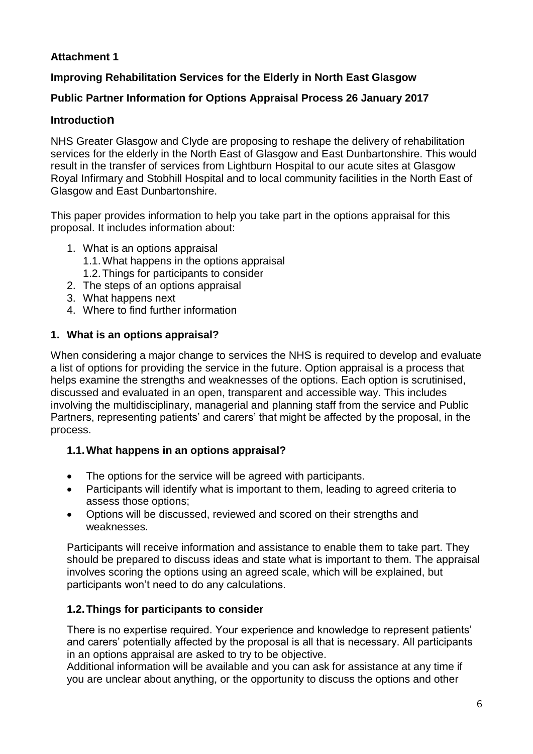**Attachment 1**

**Improving Rehabilitation Services for the Elderly in North East Glasgow**

**Public Partner Information for Options Appraisal Process 26 January 2017**

## Introduction

NHS Greater Glasgow and Clyde are proposing to reshape the delivery of rehabilitation services for the elderly in the North East of Glasgow and East Dunbartonshire. This would result in the transfer of services from Lightburn Hospital to our acute sites at Glasgow Royal Infirmary and Stobhill Hospital and to local community facilities in the North East of Glasgow and East Dunbartonshire.

This paper provides information to help you take part in the options appraisal for this proposal. It includes information about:

1. What is an options appraisal
   1.1. What happens in the options appraisal
   1.2. Things for participants to consider
2. The steps of an options appraisal
3. What happens next
4. Where to find further information

## 1. What is an options appraisal?

When considering a major change to services the NHS is required to develop and evaluate a list of options for providing the service in the future. Option appraisal is a process that helps examine the strengths and weaknesses of the options. Each option is scrutinised, discussed and evaluated in an open, transparent and accessible way. This includes involving the multidisciplinary, managerial and planning staff from the service and Public Partners, representing patients' and carers' that might be affected by the proposal, in the process.

### 1.1. What happens in an options appraisal?

- The options for the service will be agreed with participants.
- Participants will identify what is important to them, leading to agreed criteria to assess those options;
- Options will be discussed, reviewed and scored on their strengths and weaknesses.

Participants will receive information and assistance to enable them to take part. They should be prepared to discuss ideas and state what is important to them. The appraisal involves scoring the options using an agreed scale, which will be explained, but participants won't need to do any calculations.

### 1.2. Things for participants to consider

There is no expertise required. Your experience and knowledge to represent patients' and carers' potentially affected by the proposal is all that is necessary. All participants in an options appraisal are asked to try to be objective.
Additional information will be available and you can ask for assistance at any time if you are unclear about anything, or the opportunity to discuss the options and other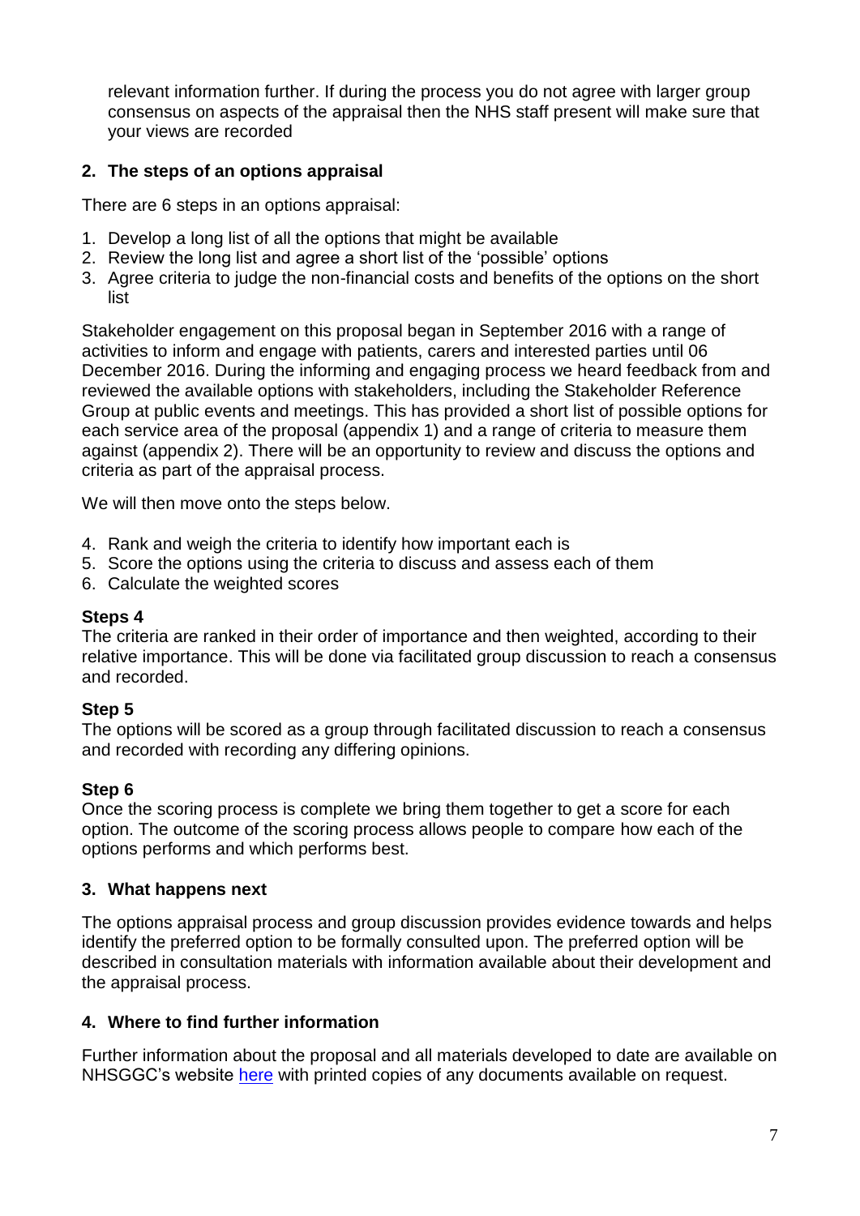relevant information further. If during the process you do not agree with larger group consensus on aspects of the appraisal then the NHS staff present will make sure that your views are recorded

### 2. The steps of an options appraisal

There are 6 steps in an options appraisal:

1. Develop a long list of all the options that might be available
2. Review the long list and agree a short list of the 'possible' options
3. Agree criteria to judge the non-financial costs and benefits of the options on the short list

Stakeholder engagement on this proposal began in September 2016 with a range of activities to inform and engage with patients, carers and interested parties until 06 December 2016. During the informing and engaging process we heard feedback from and reviewed the available options with stakeholders, including the Stakeholder Reference Group at public events and meetings. This has provided a short list of possible options for each service area of the proposal (appendix 1) and a range of criteria to measure them against (appendix 2). There will be an opportunity to review and discuss the options and criteria as part of the appraisal process.

We will then move onto the steps below.

4. Rank and weigh the criteria to identify how important each is
5. Score the options using the criteria to discuss and assess each of them
6. Calculate the weighted scores

**Steps 4**
The criteria are ranked in their order of importance and then weighted, according to their relative importance. This will be done via facilitated group discussion to reach a consensus and recorded.

**Step 5**
The options will be scored as a group through facilitated discussion to reach a consensus and recorded with recording any differing opinions.

**Step 6**
Once the scoring process is complete we bring them together to get a score for each option. The outcome of the scoring process allows people to compare how each of the options performs and which performs best.

### 3. What happens next

The options appraisal process and group discussion provides evidence towards and helps identify the preferred option to be formally consulted upon. The preferred option will be described in consultation materials with information available about their development and the appraisal process.

### 4. Where to find further information

Further information about the proposal and all materials developed to date are available on NHSGGC's website [here] with printed copies of any documents available on request.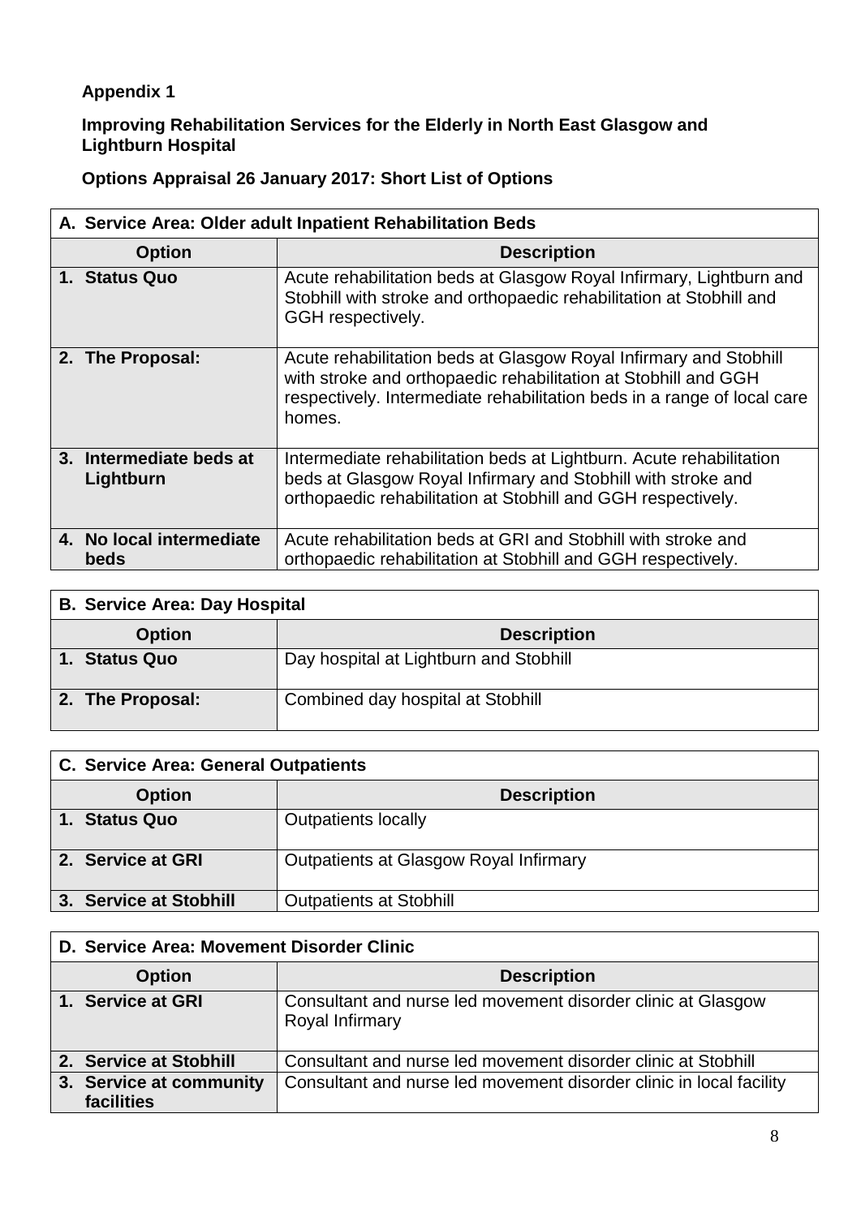**Appendix 1**

**Improving Rehabilitation Services for the Elderly in North East Glasgow and Lightburn Hospital**

**Options Appraisal 26 January 2017: Short List of Options**

| **A. Service Area: Older adult Inpatient Rehabilitation Beds** | |
|---|---|
| **Option** | **Description** |
| **1. Status Quo** | Acute rehabilitation beds at Glasgow Royal Infirmary, Lightburn and Stobhill with stroke and orthopaedic rehabilitation at Stobhill and GGH respectively. |
| **2. The Proposal:** | Acute rehabilitation beds at Glasgow Royal Infirmary and Stobhill with stroke and orthopaedic rehabilitation at Stobhill and GGH respectively. Intermediate rehabilitation beds in a range of local care homes. |
| **3. Intermediate beds at Lightburn** | Intermediate rehabilitation beds at Lightburn. Acute rehabilitation beds at Glasgow Royal Infirmary and Stobhill with stroke and orthopaedic rehabilitation at Stobhill and GGH respectively. |
| **4. No local intermediate beds** | Acute rehabilitation beds at GRI and Stobhill with stroke and orthopaedic rehabilitation at Stobhill and GGH respectively. |

| **B. Service Area: Day Hospital** | |
|---|---|
| **Option** | **Description** |
| **1. Status Quo** | Day hospital at Lightburn and Stobhill |
| **2. The Proposal:** | Combined day hospital at Stobhill |

| **C. Service Area: General Outpatients** | |
|---|---|
| **Option** | **Description** |
| **1. Status Quo** | Outpatients locally |
| **2. Service at GRI** | Outpatients at Glasgow Royal Infirmary |
| **3. Service at Stobhill** | Outpatients at Stobhill |

| **D. Service Area: Movement Disorder Clinic** | |
|---|---|
| **Option** | **Description** |
| **1. Service at GRI** | Consultant and nurse led movement disorder clinic at Glasgow Royal Infirmary |
| **2. Service at Stobhill** | Consultant and nurse led movement disorder clinic at Stobhill |
| **3. Service at community facilities** | Consultant and nurse led movement disorder clinic in local facility |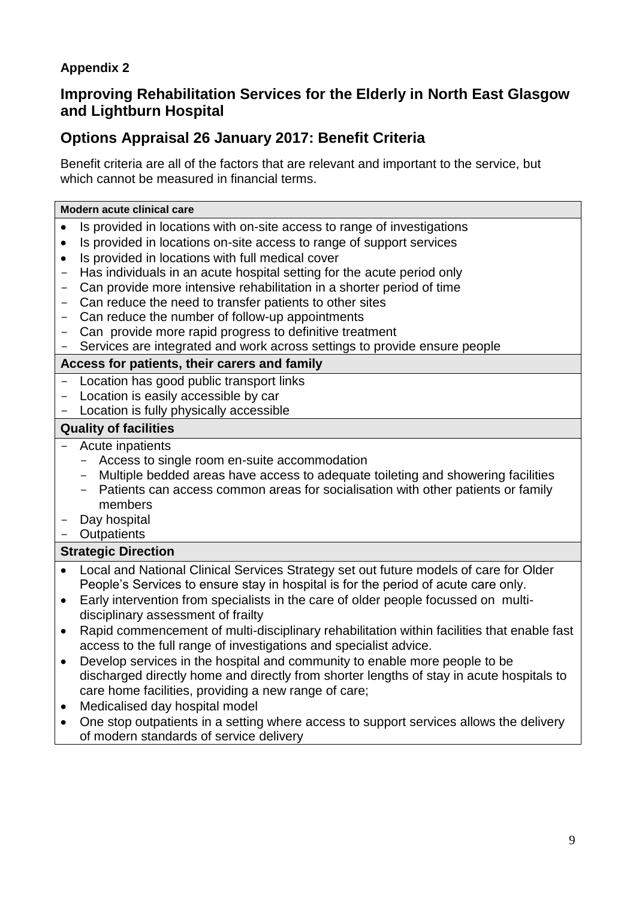**Appendix 2**

## Improving Rehabilitation Services for the Elderly in North East Glasgow and Lightburn Hospital

## Options Appraisal 26 January 2017: Benefit Criteria

Benefit criteria are all of the factors that are relevant and important to the service, but which cannot be measured in financial terms.

**Modern acute clinical care**

- Is provided in locations with on-site access to range of investigations
- Is provided in locations on-site access to range of support services
- Is provided in locations with full medical cover
- Has individuals in an acute hospital setting for the acute period only
- Can provide more intensive rehabilitation in a shorter period of time
- Can reduce the need to transfer patients to other sites
- Can reduce the number of follow-up appointments
- Can provide more rapid progress to definitive treatment
- Services are integrated and work across settings to provide ensure people

**Access for patients, their carers and family**

- Location has good public transport links
- Location is easily accessible by car
- Location is fully physically accessible

**Quality of facilities**

- Acute inpatients
  - Access to single room en-suite accommodation
  - Multiple bedded areas have access to adequate toileting and showering facilities
  - Patients can access common areas for socialisation with other patients or family members
- Day hospital
- Outpatients

**Strategic Direction**

- Local and National Clinical Services Strategy set out future models of care for Older People's Services to ensure stay in hospital is for the period of acute care only.
- Early intervention from specialists in the care of older people focussed on multi-disciplinary assessment of frailty
- Rapid commencement of multi-disciplinary rehabilitation within facilities that enable fast access to the full range of investigations and specialist advice.
- Develop services in the hospital and community to enable more people to be discharged directly home and directly from shorter lengths of stay in acute hospitals to care home facilities, providing a new range of care;
- Medicalised day hospital model
- One stop outpatients in a setting where access to support services allows the delivery of modern standards of service delivery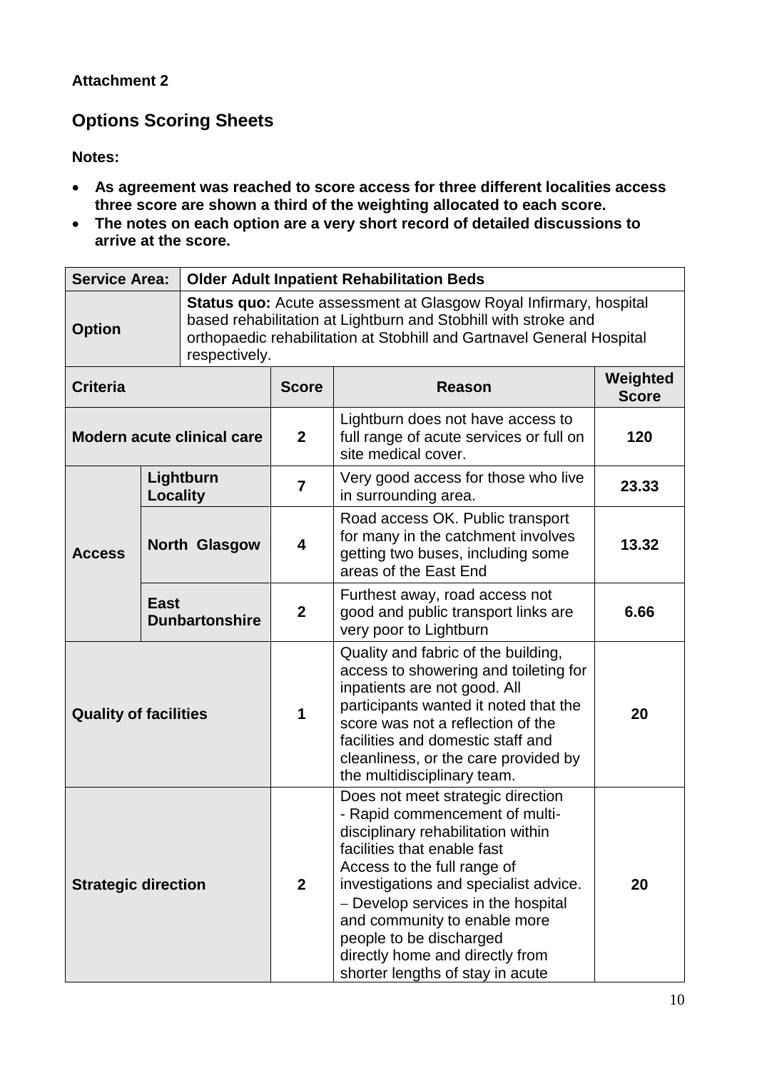**Attachment 2**

## Options Scoring Sheets

**Notes:**

- **As agreement was reached to score access for three different localities access three score are shown a third of the weighting allocated to each score.**
- **The notes on each option are a very short record of detailed discussions to arrive at the score.**

| **Service Area:** | **Older Adult Inpatient Rehabilitation Beds** | | | |
|---|---|---|---|---|
| **Option** | **Status quo:** Acute assessment at Glasgow Royal Infirmary, hospital based rehabilitation at Lightburn and Stobhill with stroke and orthopaedic rehabilitation at Stobhill and Gartnavel General Hospital respectively. | | | |
| **Criteria** | | **Score** | **Reason** | **Weighted Score** |
| **Modern acute clinical care** | | **2** | Lightburn does not have access to full range of acute services or full on site medical cover. | **120** |
| **Access** | **Lightburn Locality** | **7** | Very good access for those who live in surrounding area. | **23.33** |
| | **North Glasgow** | **4** | Road access OK. Public transport for many in the catchment involves getting two buses, including some areas of the East End | **13.32** |
| | **East Dunbartonshire** | **2** | Furthest away, road access not good and public transport links are very poor to Lightburn | **6.66** |
| **Quality of facilities** | | **1** | Quality and fabric of the building, access to showering and toileting for inpatients are not good. All participants wanted it noted that the score was not a reflection of the facilities and domestic staff and cleanliness, or the care provided by the multidisciplinary team. | **20** |
| **Strategic direction** | | **2** | Does not meet strategic direction - Rapid commencement of multi-disciplinary rehabilitation within facilities that enable fast Access to the full range of investigations and specialist advice. – Develop services in the hospital and community to enable more people to be discharged directly home and directly from shorter lengths of stay in acute | **20** |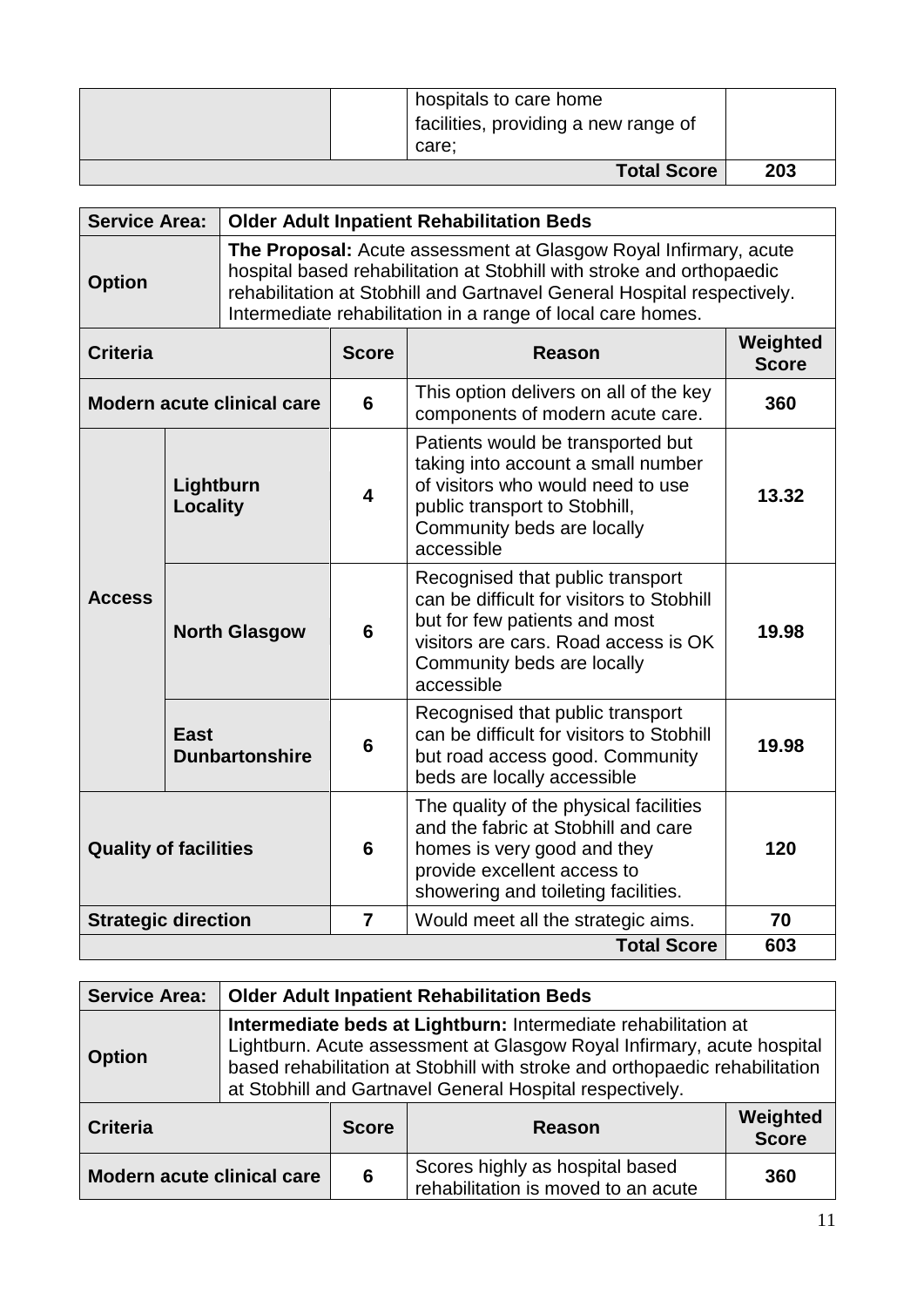| | | hospitals to care home facilities, providing a new range of care; | |
|---|---|---|---|
| | | **Total Score** | **203** |

| **Service Area:** | **Older Adult Inpatient Rehabilitation Beds** | | | |
|---|---|---|---|---|
| **Option** | **The Proposal:** Acute assessment at Glasgow Royal Infirmary, acute hospital based rehabilitation at Stobhill with stroke and orthopaedic rehabilitation at Stobhill and Gartnavel General Hospital respectively. Intermediate rehabilitation in a range of local care homes. | | | |
| **Criteria** | | **Score** | **Reason** | **Weighted Score** |
| **Modern acute clinical care** | | **6** | This option delivers on all of the key components of modern acute care. | **360** |
| **Access** | **Lightburn Locality** | **4** | Patients would be transported but taking into account a small number of visitors who would need to use public transport to Stobhill, Community beds are locally accessible | **13.32** |
| | **North Glasgow** | **6** | Recognised that public transport can be difficult for visitors to Stobhill but for few patients and most visitors are cars. Road access is OK Community beds are locally accessible | **19.98** |
| | **East Dunbartonshire** | **6** | Recognised that public transport can be difficult for visitors to Stobhill but road access good. Community beds are locally accessible | **19.98** |
| **Quality of facilities** | | **6** | The quality of the physical facilities and the fabric at Stobhill and care homes is very good and they provide excellent access to showering and toileting facilities. | **120** |
| **Strategic direction** | | **7** | Would meet all the strategic aims. | **70** |
| | | | **Total Score** | **603** |

| **Service Area:** | **Older Adult Inpatient Rehabilitation Beds** | | | |
|---|---|---|---|---|
| **Option** | **Intermediate beds at Lightburn:** Intermediate rehabilitation at Lightburn. Acute assessment at Glasgow Royal Infirmary, acute hospital based rehabilitation at Stobhill with stroke and orthopaedic rehabilitation at Stobhill and Gartnavel General Hospital respectively. | | | |
| **Criteria** | | **Score** | **Reason** | **Weighted Score** |
| **Modern acute clinical care** | | **6** | Scores highly as hospital based rehabilitation is moved to an acute | **360** |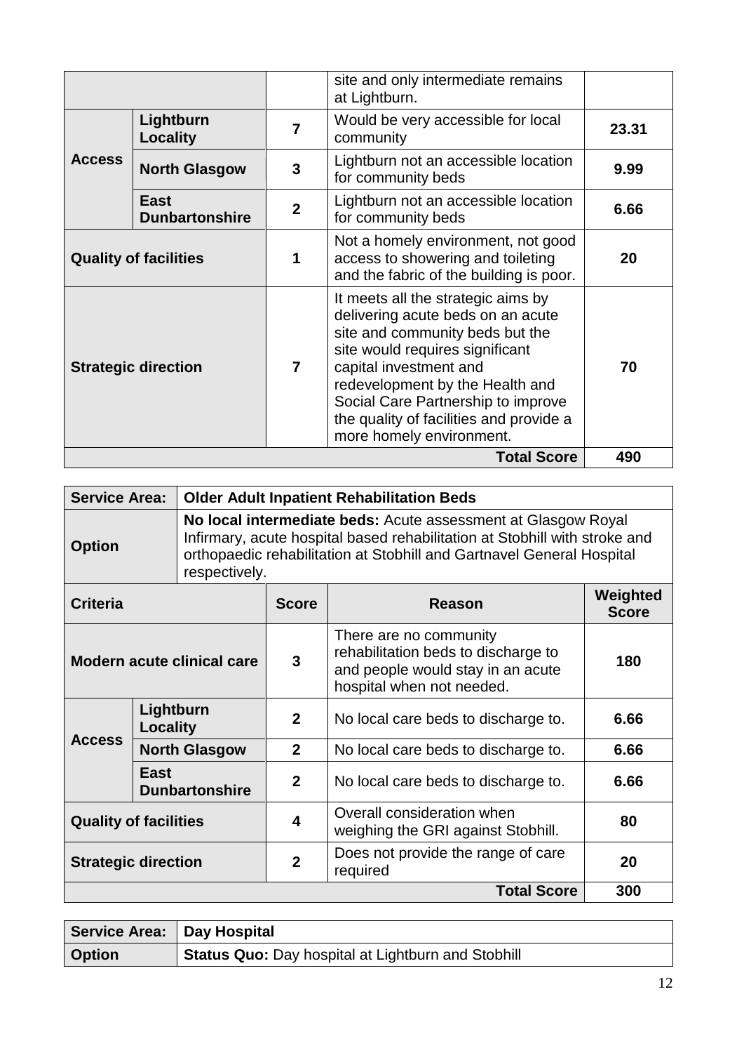| | | | | |
|---|---|---|---|---|
| | | | site and only intermediate remains at Lightburn. | |
| **Access** | **Lightburn Locality** | **7** | Would be very accessible for local community | **23.31** |
| | **North Glasgow** | **3** | Lightburn not an accessible location for community beds | **9.99** |
| | **East Dunbartonshire** | **2** | Lightburn not an accessible location for community beds | **6.66** |
| **Quality of facilities** | | **1** | Not a homely environment, not good access to showering and toileting and the fabric of the building is poor. | **20** |
| **Strategic direction** | | **7** | It meets all the strategic aims by delivering acute beds on an acute site and community beds but the site would requires significant capital investment and redevelopment by the Health and Social Care Partnership to improve the quality of facilities and provide a more homely environment. | **70** |
| | | | **Total Score** | **490** |

| **Service Area:** | **Older Adult Inpatient Rehabilitation Beds** | | | |
|---|---|---|---|---|
| **Option** | **No local intermediate beds:** Acute assessment at Glasgow Royal Infirmary, acute hospital based rehabilitation at Stobhill with stroke and orthopaedic rehabilitation at Stobhill and Gartnavel General Hospital respectively. | | | |
| **Criteria** | | **Score** | **Reason** | **Weighted Score** |
| **Modern acute clinical care** | | **3** | There are no community rehabilitation beds to discharge to and people would stay in an acute hospital when not needed. | **180** |
| **Access** | **Lightburn Locality** | **2** | No local care beds to discharge to. | **6.66** |
| | **North Glasgow** | **2** | No local care beds to discharge to. | **6.66** |
| | **East Dunbartonshire** | **2** | No local care beds to discharge to. | **6.66** |
| **Quality of facilities** | | **4** | Overall consideration when weighing the GRI against Stobhill. | **80** |
| **Strategic direction** | | **2** | Does not provide the range of care required | **20** |
| | | | **Total Score** | **300** |

| **Service Area:** | **Day Hospital** |
|---|---|
| **Option** | **Status Quo:** Day hospital at Lightburn and Stobhill |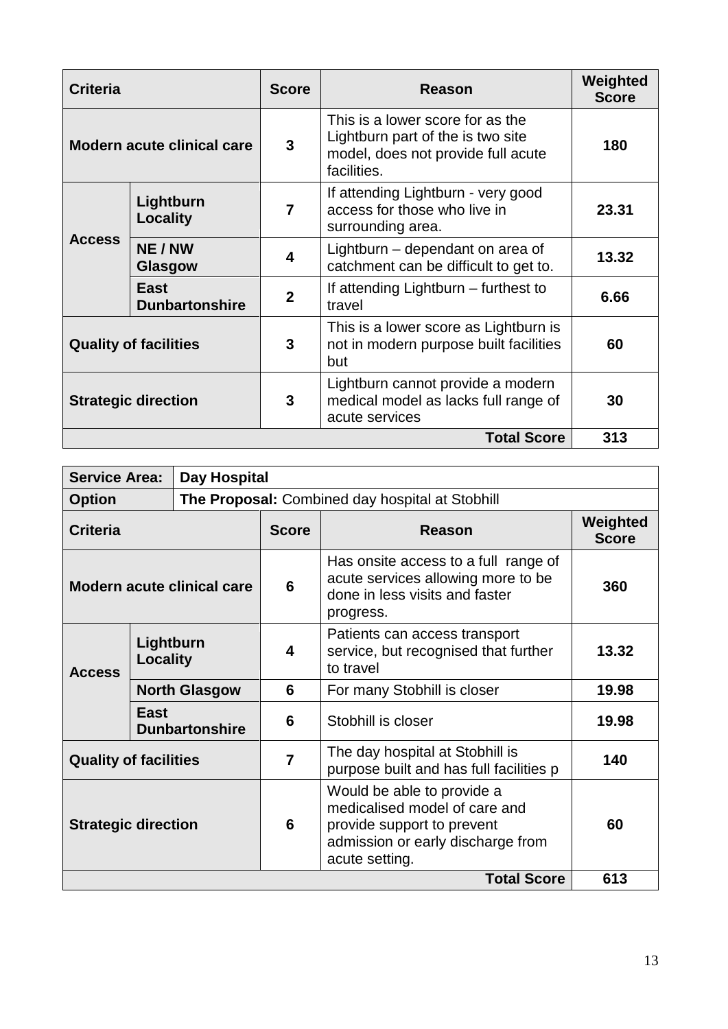| Criteria | | Score | Reason | Weighted Score |
|---|---|---|---|---|
| Modern acute clinical care | | 3 | This is a lower score for as the Lightburn part of the is two site model, does not provide full acute facilities. | 180 |
| Access | Lightburn Locality | 7 | If attending Lightburn - very good access for those who live in surrounding area. | 23.31 |
| | NE / NW Glasgow | 4 | Lightburn – dependant on area of catchment can be difficult to get to. | 13.32 |
| | East Dunbartonshire | 2 | If attending Lightburn – furthest to travel | 6.66 |
| Quality of facilities | | 3 | This is a lower score as Lightburn is not in modern purpose built facilities but | 60 |
| Strategic direction | | 3 | Lightburn cannot provide a modern medical model as lacks full range of acute services | 30 |
| | | | **Total Score** | **313** |

| Service Area: | Day Hospital | | | |
|---|---|---|---|---|
| **Option** | **The Proposal:** Combined day hospital at Stobhill | | | |
| **Criteria** | | **Score** | **Reason** | **Weighted Score** |
| Modern acute clinical care | | 6 | Has onsite access to a full range of acute services allowing more to be done in less visits and faster progress. | 360 |
| Access | Lightburn Locality | 4 | Patients can access transport service, but recognised that further to travel | 13.32 |
| | North Glasgow | 6 | For many Stobhill is closer | 19.98 |
| | East Dunbartonshire | 6 | Stobhill is closer | 19.98 |
| Quality of facilities | | 7 | The day hospital at Stobhill is purpose built and has full facilities p | 140 |
| Strategic direction | | 6 | Would be able to provide a medicalised model of care and provide support to prevent admission or early discharge from acute setting. | 60 |
| | | | **Total Score** | **613** |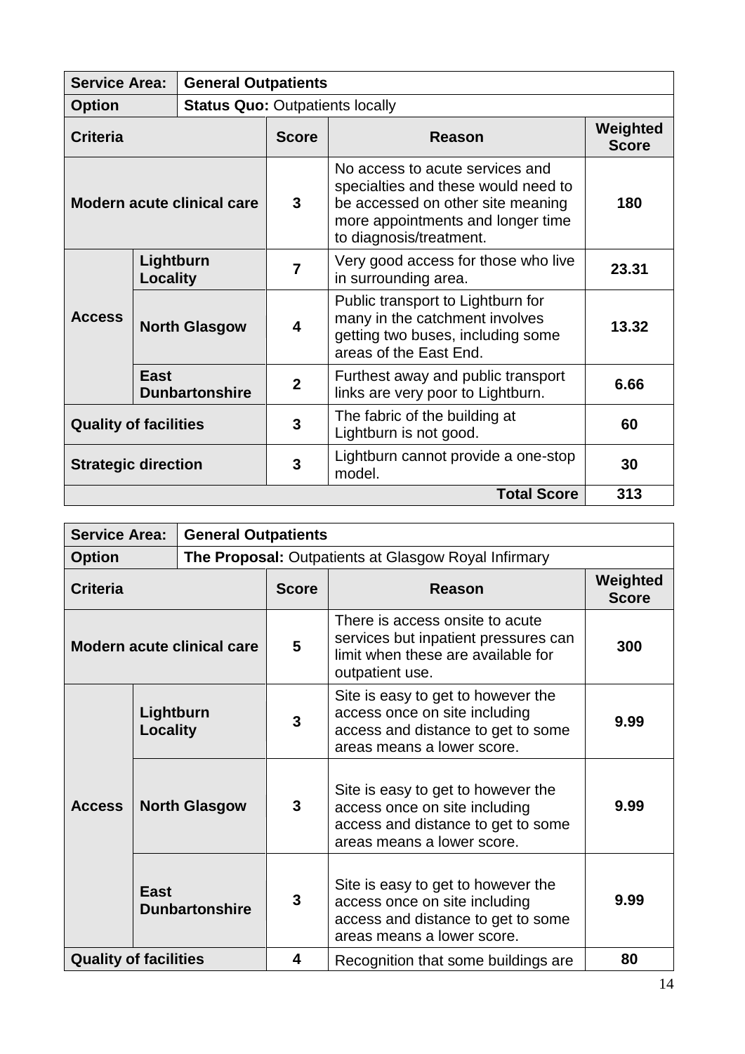| Service Area: | General Outpatients | | | |
|---|---|---|---|---|
| **Option** | **Status Quo:** Outpatients locally | | | |
| **Criteria** | | **Score** | **Reason** | **Weighted Score** |
| **Modern acute clinical care** | | **3** | No access to acute services and specialties and these would need to be accessed on other site meaning more appointments and longer time to diagnosis/treatment. | **180** |
| **Access** | **Lightburn Locality** | **7** | Very good access for those who live in surrounding area. | **23.31** |
| | **North Glasgow** | **4** | Public transport to Lightburn for many in the catchment involves getting two buses, including some areas of the East End. | **13.32** |
| | **East Dunbartonshire** | **2** | Furthest away and public transport links are very poor to Lightburn. | **6.66** |
| **Quality of facilities** | | **3** | The fabric of the building at Lightburn is not good. | **60** |
| **Strategic direction** | | **3** | Lightburn cannot provide a one-stop model. | **30** |
| | | | **Total Score** | **313** |

| Service Area: | General Outpatients | | | |
|---|---|---|---|---|
| **Option** | **The Proposal:** Outpatients at Glasgow Royal Infirmary | | | |
| **Criteria** | | **Score** | **Reason** | **Weighted Score** |
| **Modern acute clinical care** | | **5** | There is access onsite to acute services but inpatient pressures can limit when these are available for outpatient use. | **300** |
| **Access** | **Lightburn Locality** | **3** | Site is easy to get to however the access once on site including access and distance to get to some areas means a lower score. | **9.99** |
| | **North Glasgow** | **3** | Site is easy to get to however the access once on site including access and distance to get to some areas means a lower score. | **9.99** |
| | **East Dunbartonshire** | **3** | Site is easy to get to however the access once on site including access and distance to get to some areas means a lower score. | **9.99** |
| **Quality of facilities** | | **4** | Recognition that some buildings are | **80** |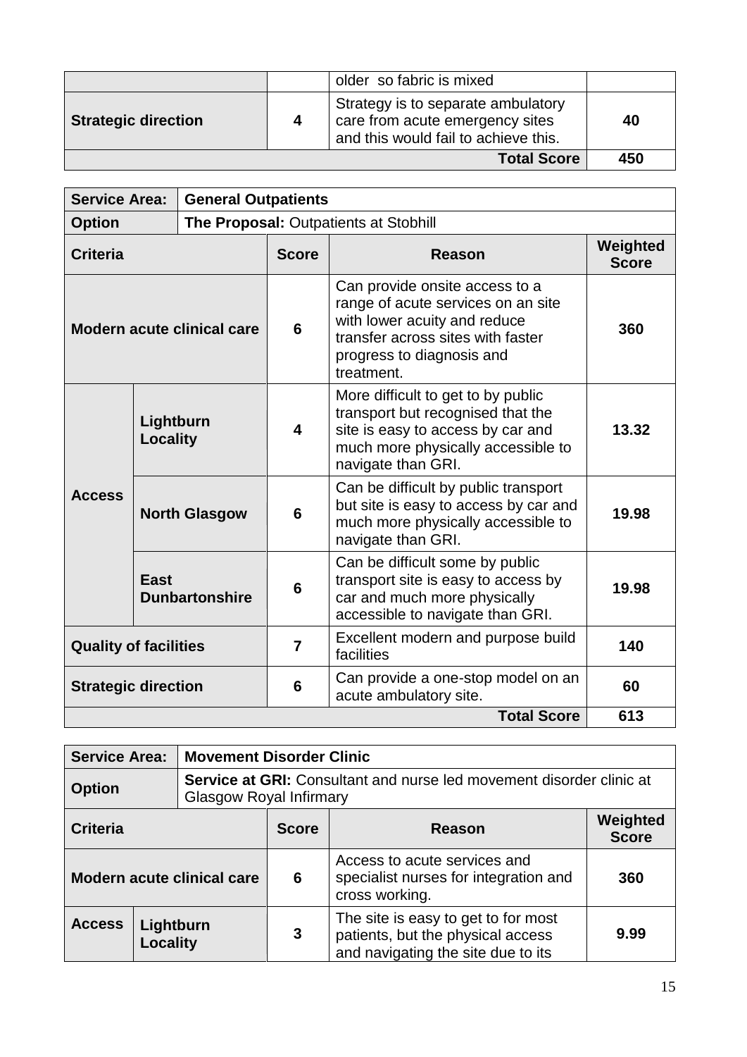| | | | |
|---|---|---|---|
| | | older so fabric is mixed | |
| **Strategic direction** | **4** | Strategy is to separate ambulatory care from acute emergency sites and this would fail to achieve this. | **40** |
| | | **Total Score** | **450** |

| **Service Area:** | **General Outpatients** | | | |
|---|---|---|---|---|
| **Option** | **The Proposal:** Outpatients at Stobhill | | | |
| **Criteria** | | **Score** | **Reason** | **Weighted Score** |
| **Modern acute clinical care** | | **6** | Can provide onsite access to a range of acute services on an site with lower acuity and reduce transfer across sites with faster progress to diagnosis and treatment. | **360** |
| **Access** | **Lightburn Locality** | **4** | More difficult to get to by public transport but recognised that the site is easy to access by car and much more physically accessible to navigate than GRI. | **13.32** |
| | **North Glasgow** | **6** | Can be difficult by public transport but site is easy to access by car and much more physically accessible to navigate than GRI. | **19.98** |
| | **East Dunbartonshire** | **6** | Can be difficult some by public transport site is easy to access by car and much more physically accessible to navigate than GRI. | **19.98** |
| **Quality of facilities** | | **7** | Excellent modern and purpose build facilities | **140** |
| **Strategic direction** | | **6** | Can provide a one-stop model on an acute ambulatory site. | **60** |
| | | | **Total Score** | **613** |

| **Service Area:** | **Movement Disorder Clinic** | | | |
|---|---|---|---|---|
| **Option** | **Service at GRI:** Consultant and nurse led movement disorder clinic at Glasgow Royal Infirmary | | | |
| **Criteria** | | **Score** | **Reason** | **Weighted Score** |
| **Modern acute clinical care** | | **6** | Access to acute services and specialist nurses for integration and cross working. | **360** |
| **Access** | **Lightburn Locality** | **3** | The site is easy to get to for most patients, but the physical access and navigating the site due to its | **9.99** |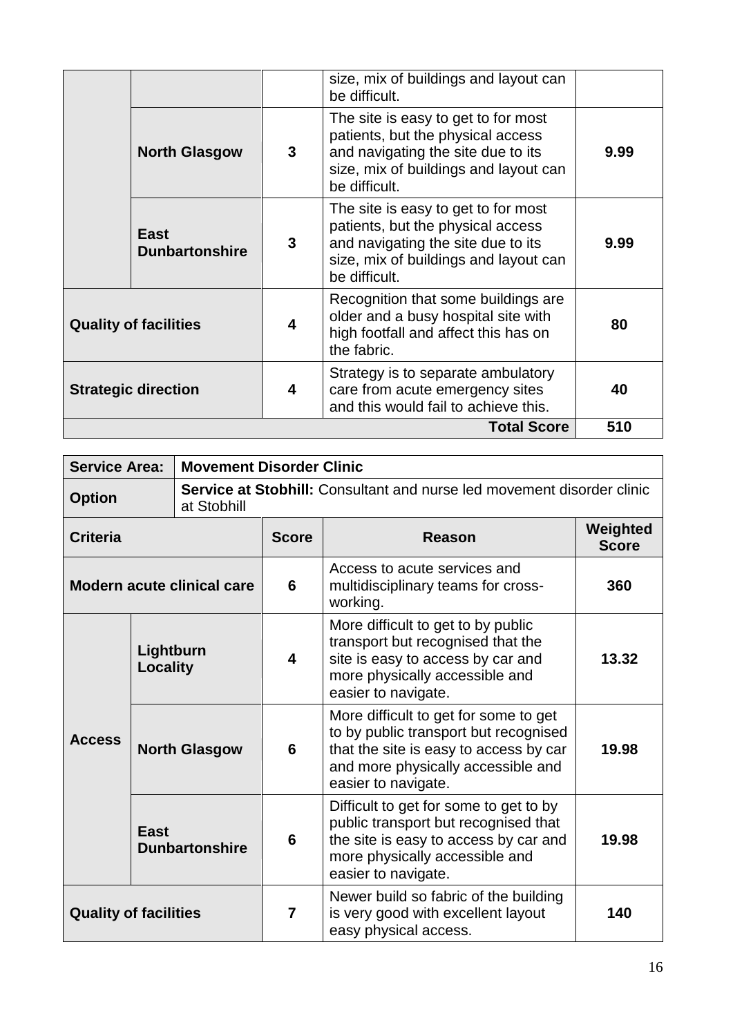| | | | | |
|---|---|---|---|---|
| | | | size, mix of buildings and layout can be difficult. | |
| | **North Glasgow** | **3** | The site is easy to get to for most patients, but the physical access and navigating the site due to its size, mix of buildings and layout can be difficult. | **9.99** |
| | **East Dunbartonshire** | **3** | The site is easy to get to for most patients, but the physical access and navigating the site due to its size, mix of buildings and layout can be difficult. | **9.99** |
| **Quality of facilities** | | **4** | Recognition that some buildings are older and a busy hospital site with high footfall and affect this has on the fabric. | **80** |
| **Strategic direction** | | **4** | Strategy is to separate ambulatory care from acute emergency sites and this would fail to achieve this. | **40** |
| | | | **Total Score** | **510** |

| **Service Area:** | **Movement Disorder Clinic** | | | |
|---|---|---|---|---|
| **Option** | **Service at Stobhill:** Consultant and nurse led movement disorder clinic at Stobhill | | | |
| **Criteria** | | **Score** | **Reason** | **Weighted Score** |
| **Modern acute clinical care** | | **6** | Access to acute services and multidisciplinary teams for cross-working. | **360** |
| **Access** | **Lightburn Locality** | **4** | More difficult to get to by public transport but recognised that the site is easy to access by car and more physically accessible and easier to navigate. | **13.32** |
| | **North Glasgow** | **6** | More difficult to get for some to get to by public transport but recognised that the site is easy to access by car and more physically accessible and easier to navigate. | **19.98** |
| | **East Dunbartonshire** | **6** | Difficult to get for some to get to by public transport but recognised that the site is easy to access by car and more physically accessible and easier to navigate. | **19.98** |
| **Quality of facilities** | | **7** | Newer build so fabric of the building is very good with excellent layout easy physical access. | **140** |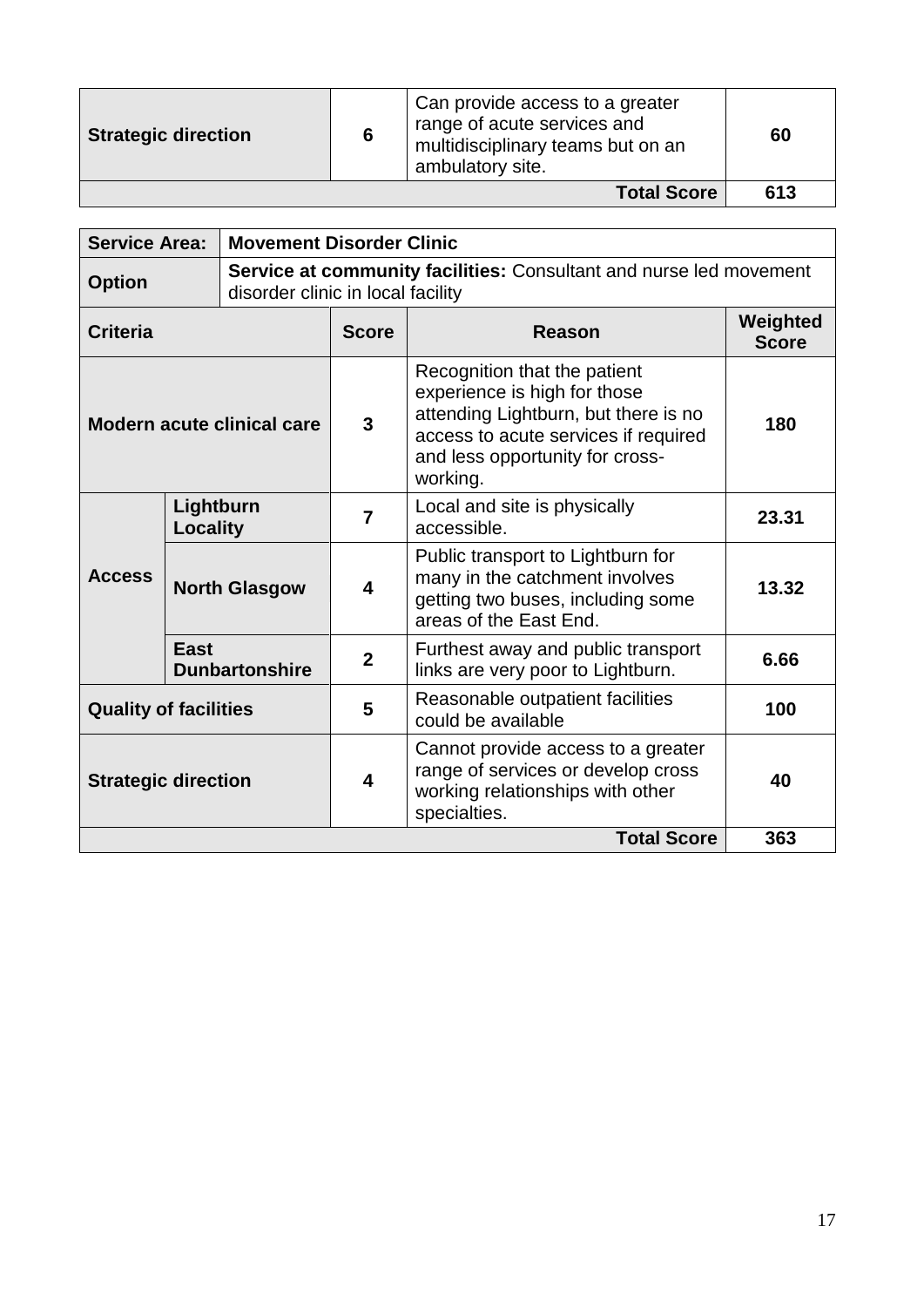| | | | |
|---|---|---|---|
| **Strategic direction** | **6** | Can provide access to a greater range of acute services and multidisciplinary teams but on an ambulatory site. | **60** |
| | | **Total Score** | **613** |

| **Service Area:** | **Movement Disorder Clinic** | | | |
|---|---|---|---|---|
| **Option** | **Service at community facilities:** Consultant and nurse led movement disorder clinic in local facility | | | |
| **Criteria** | | **Score** | **Reason** | **Weighted Score** |
| **Modern acute clinical care** | | **3** | Recognition that the patient experience is high for those attending Lightburn, but there is no access to acute services if required and less opportunity for cross-working. | **180** |
| **Access** | **Lightburn Locality** | **7** | Local and site is physically accessible. | **23.31** |
| | **North Glasgow** | **4** | Public transport to Lightburn for many in the catchment involves getting two buses, including some areas of the East End. | **13.32** |
| | **East Dunbartonshire** | **2** | Furthest away and public transport links are very poor to Lightburn. | **6.66** |
| **Quality of facilities** | | **5** | Reasonable outpatient facilities could be available | **100** |
| **Strategic direction** | | **4** | Cannot provide access to a greater range of services or develop cross working relationships with other specialties. | **40** |
| | | | **Total Score** | **363** |